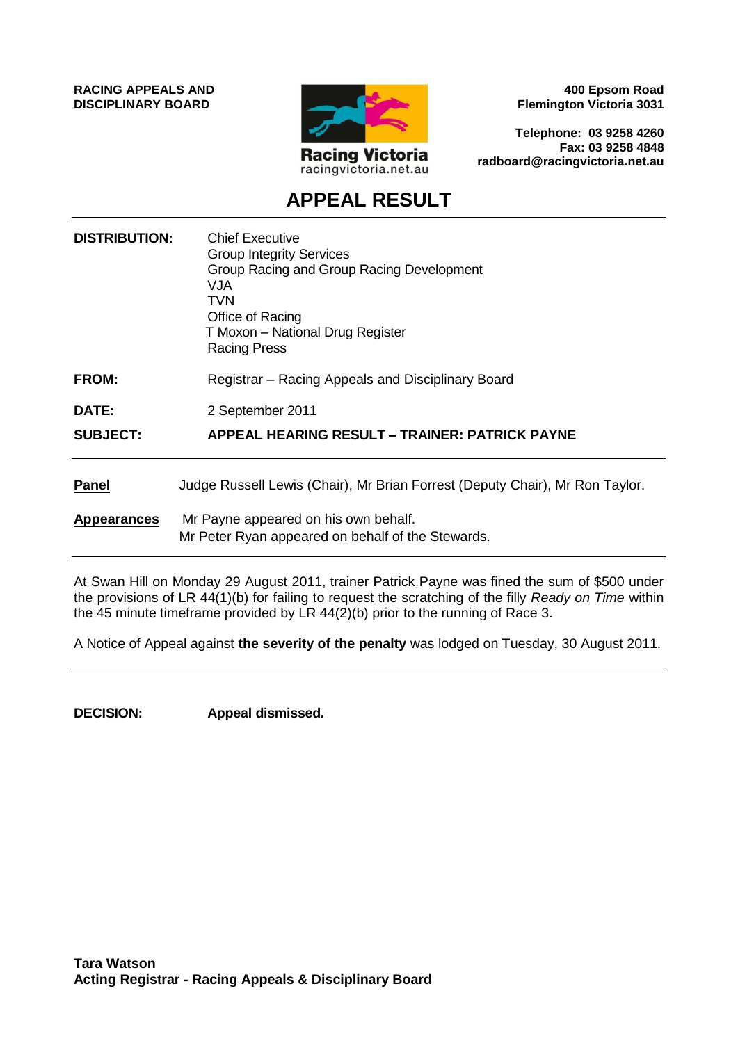**RACING APPEALS AND DISCIPLINARY BOARD**

Racing Victoria
racingvictoria.net.au

**400 Epsom Road**
**Flemington Victoria 3031**

**Telephone: 03 9258 4260**
**Fax: 03 9258 4848**
**radboard@racingvictoria.net.au**

# APPEAL RESULT

| | |
|---|---|
| **DISTRIBUTION:** | Chief Executive<br>Group Integrity Services<br>Group Racing and Group Racing Development<br>VJA<br>TVN<br>Office of Racing<br>T Moxon – National Drug Register<br>Racing Press |
| **FROM:** | Registrar – Racing Appeals and Disciplinary Board |
| **DATE:** | 2 September 2011 |
| **SUBJECT:** | **APPEAL HEARING RESULT – TRAINER: PATRICK PAYNE** |

| | |
|---|---|
| **Panel** | Judge Russell Lewis (Chair), Mr Brian Forrest (Deputy Chair), Mr Ron Taylor. |
| **Appearances** | Mr Payne appeared on his own behalf.<br>Mr Peter Ryan appeared on behalf of the Stewards. |

At Swan Hill on Monday 29 August 2011, trainer Patrick Payne was fined the sum of $500 under the provisions of LR 44(1)(b) for failing to request the scratching of the filly *Ready on Time* within the 45 minute timeframe provided by LR 44(2)(b) prior to the running of Race 3.

A Notice of Appeal against **the severity of the penalty** was lodged on Tuesday, 30 August 2011.

**DECISION:** **Appeal dismissed.**

**Tara Watson**
**Acting Registrar - Racing Appeals & Disciplinary Board**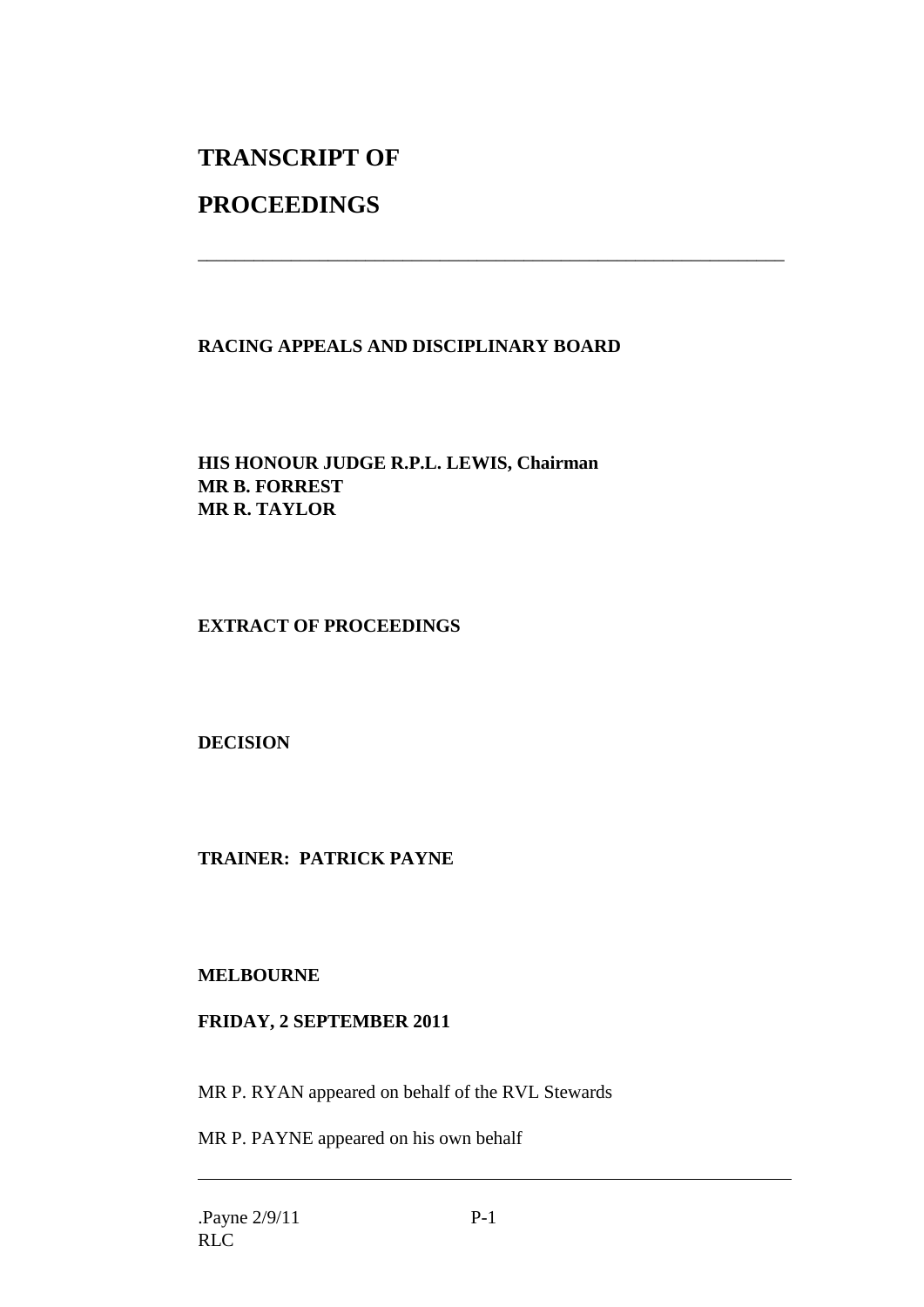# TRANSCRIPT OF

# PROCEEDINGS

---

**RACING APPEALS AND DISCIPLINARY BOARD**

**HIS HONOUR JUDGE R.P.L. LEWIS, Chairman**
**MR B. FORREST**
**MR R. TAYLOR**

**EXTRACT OF PROCEEDINGS**

**DECISION**

**TRAINER: PATRICK PAYNE**

**MELBOURNE**

**FRIDAY, 2 SEPTEMBER 2011**

MR P. RYAN appeared on behalf of the RVL Stewards

MR P. PAYNE appeared on his own behalf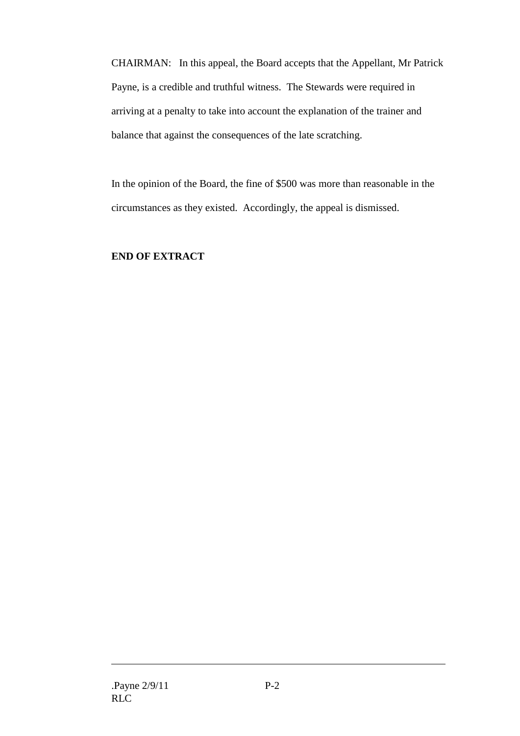CHAIRMAN: In this appeal, the Board accepts that the Appellant, Mr Patrick Payne, is a credible and truthful witness. The Stewards were required in arriving at a penalty to take into account the explanation of the trainer and balance that against the consequences of the late scratching.

In the opinion of the Board, the fine of $500 was more than reasonable in the circumstances as they existed. Accordingly, the appeal is dismissed.

**END OF EXTRACT**